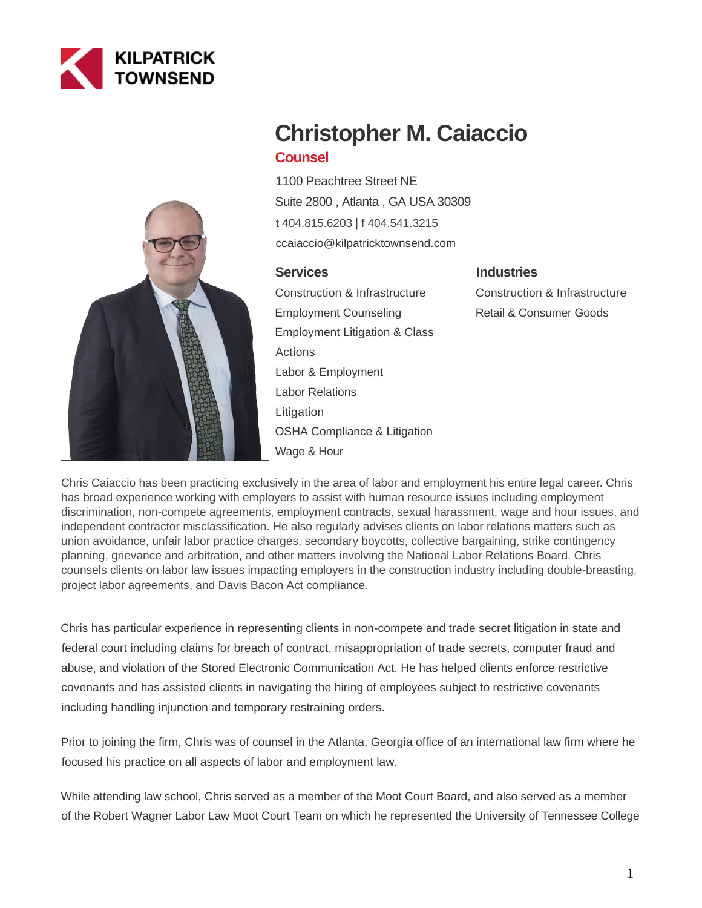KILPATRICK TOWNSEND

# Christopher M. Caiaccio

**Counsel**

1100 Peachtree Street NE
Suite 2800 , Atlanta , GA USA 30309
t 404.815.6203 | f 404.541.3215
ccaiaccio@kilpatricktownsend.com

### Services

- Construction & Infrastructure
- Employment Counseling
- Employment Litigation & Class Actions
- Labor & Employment
- Labor Relations
- Litigation
- OSHA Compliance & Litigation
- Wage & Hour

### Industries

- Construction & Infrastructure
- Retail & Consumer Goods

Chris Caiaccio has been practicing exclusively in the area of labor and employment his entire legal career. Chris has broad experience working with employers to assist with human resource issues including employment discrimination, non-compete agreements, employment contracts, sexual harassment, wage and hour issues, and independent contractor misclassification. He also regularly advises clients on labor relations matters such as union avoidance, unfair labor practice charges, secondary boycotts, collective bargaining, strike contingency planning, grievance and arbitration, and other matters involving the National Labor Relations Board. Chris counsels clients on labor law issues impacting employers in the construction industry including double-breasting, project labor agreements, and Davis Bacon Act compliance.

Chris has particular experience in representing clients in non-compete and trade secret litigation in state and federal court including claims for breach of contract, misappropriation of trade secrets, computer fraud and abuse, and violation of the Stored Electronic Communication Act. He has helped clients enforce restrictive covenants and has assisted clients in navigating the hiring of employees subject to restrictive covenants including handling injunction and temporary restraining orders.

Prior to joining the firm, Chris was of counsel in the Atlanta, Georgia office of an international law firm where he focused his practice on all aspects of labor and employment law.

While attending law school, Chris served as a member of the Moot Court Board, and also served as a member of the Robert Wagner Labor Law Moot Court Team on which he represented the University of Tennessee College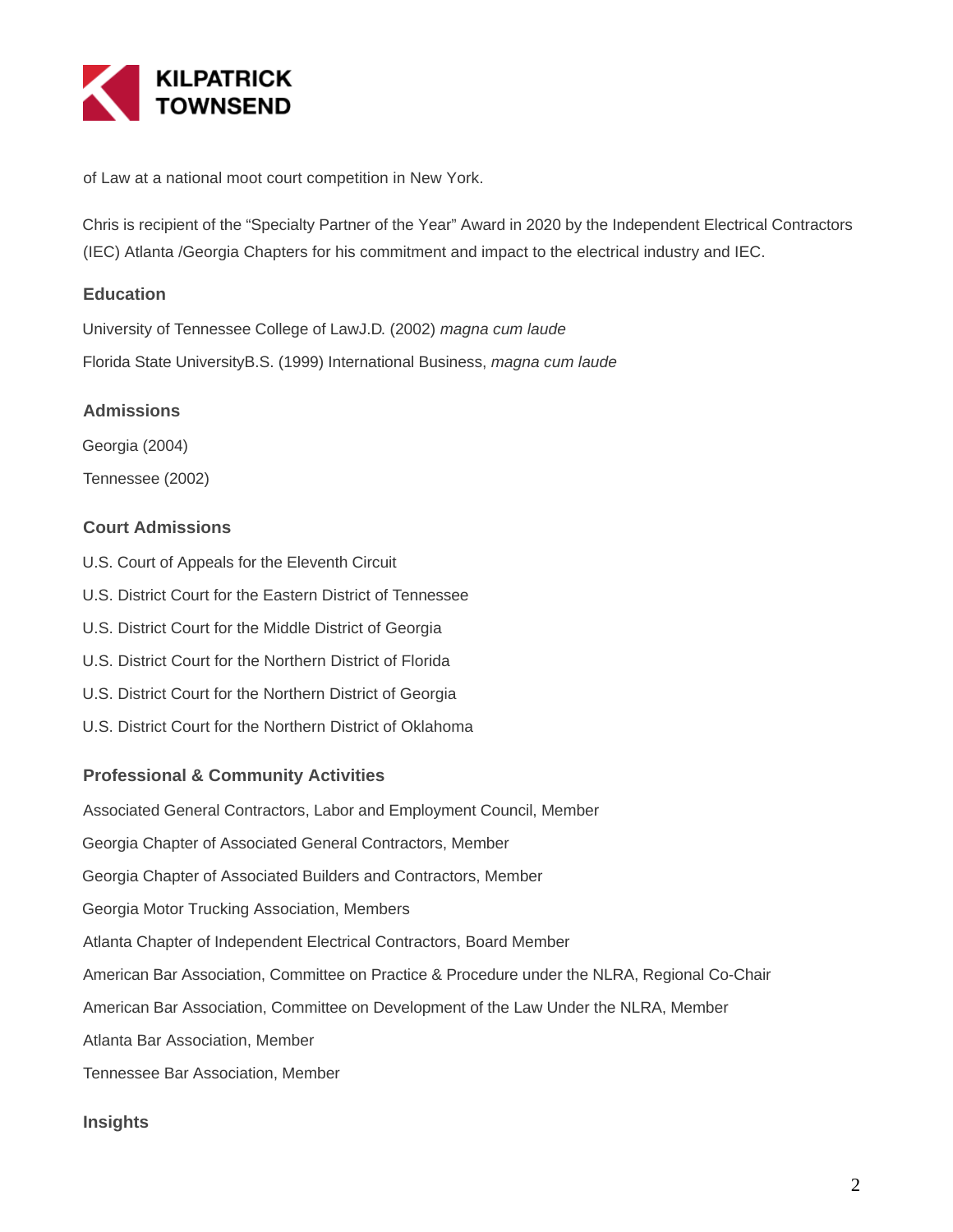of Law at a national moot court competition in New York.

Chris is recipient of the “Specialty Partner of the Year” Award in 2020 by the Independent Electrical Contractors (IEC) Atlanta /Georgia Chapters for his commitment and impact to the electrical industry and IEC.

## Education

University of Tennessee College of LawJ.D. (2002) *magna cum laude*

Florida State UniversityB.S. (1999) International Business, *magna cum laude*

## Admissions

Georgia (2004)

Tennessee (2002)

## Court Admissions

U.S. Court of Appeals for the Eleventh Circuit

U.S. District Court for the Eastern District of Tennessee

U.S. District Court for the Middle District of Georgia

U.S. District Court for the Northern District of Florida

U.S. District Court for the Northern District of Georgia

U.S. District Court for the Northern District of Oklahoma

## Professional & Community Activities

Associated General Contractors, Labor and Employment Council, Member

Georgia Chapter of Associated General Contractors, Member

Georgia Chapter of Associated Builders and Contractors, Member

Georgia Motor Trucking Association, Members

Atlanta Chapter of Independent Electrical Contractors, Board Member

American Bar Association, Committee on Practice & Procedure under the NLRA, Regional Co-Chair

American Bar Association, Committee on Development of the Law Under the NLRA, Member

Atlanta Bar Association, Member

Tennessee Bar Association, Member

## Insights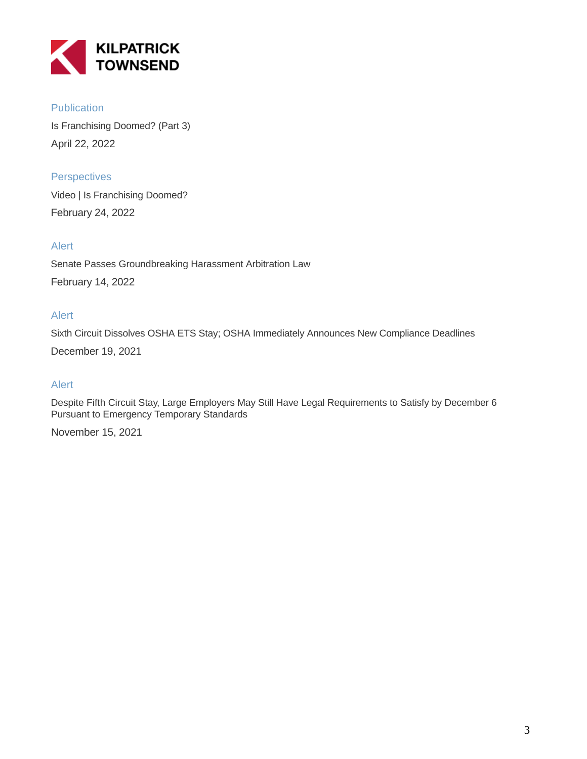**KILPATRICK TOWNSEND**

Publication

Is Franchising Doomed? (Part 3)

April 22, 2022

Perspectives

Video | Is Franchising Doomed?

February 24, 2022

Alert

Senate Passes Groundbreaking Harassment Arbitration Law

February 14, 2022

Alert

Sixth Circuit Dissolves OSHA ETS Stay; OSHA Immediately Announces New Compliance Deadlines

December 19, 2021

Alert

Despite Fifth Circuit Stay, Large Employers May Still Have Legal Requirements to Satisfy by December 6 Pursuant to Emergency Temporary Standards

November 15, 2021